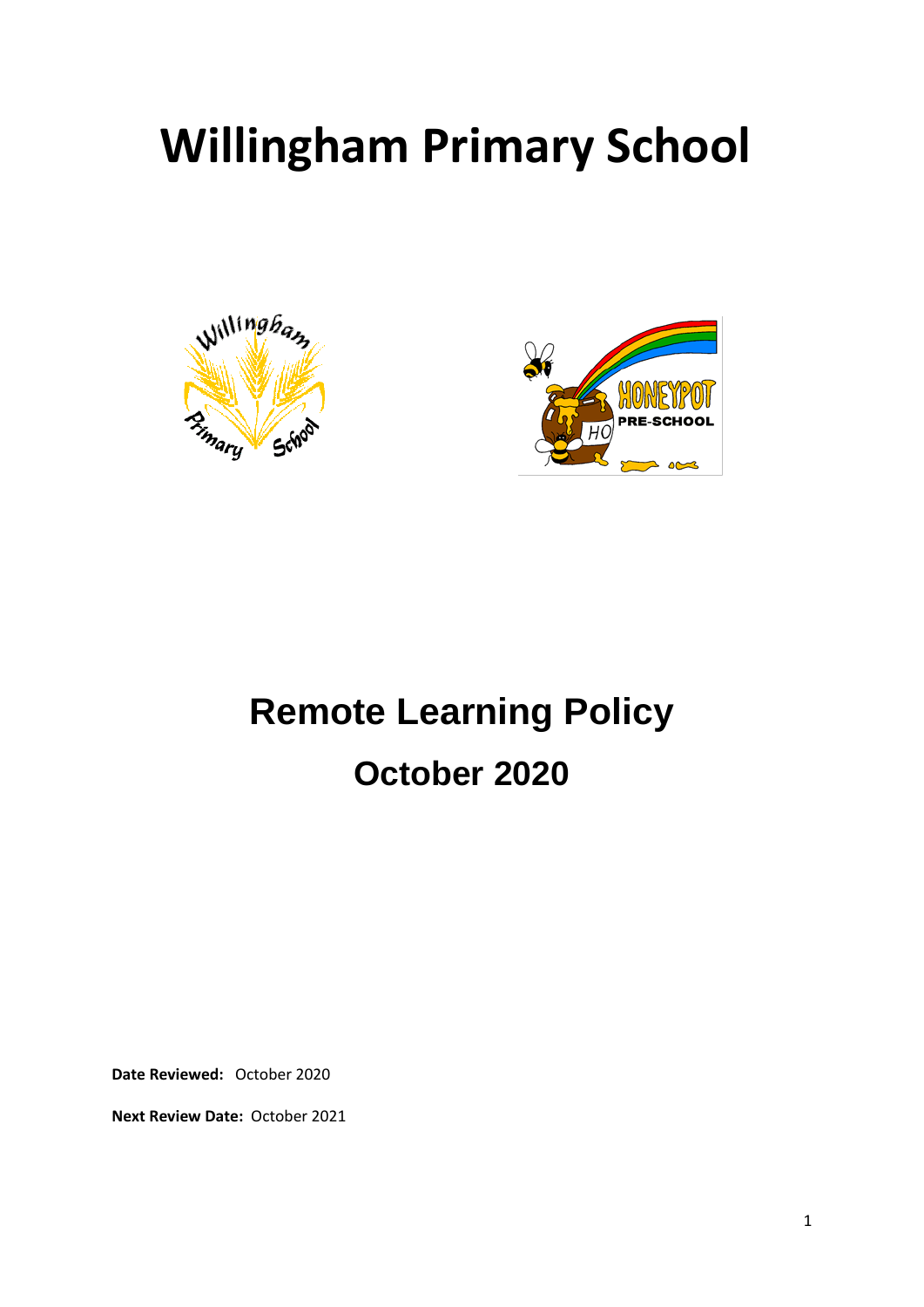# Willingham Primary School

## Remote Learning Policy

### October 2020

**Date Reviewed:** October 2020

**Next Review Date:** October 2021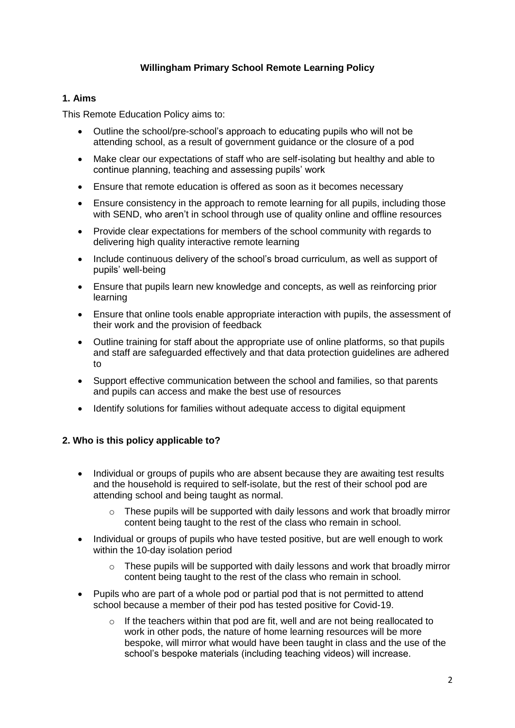**Willingham Primary School Remote Learning Policy**

## 1. Aims

This Remote Education Policy aims to:

- Outline the school/pre-school's approach to educating pupils who will not be attending school, as a result of government guidance or the closure of a pod
- Make clear our expectations of staff who are self-isolating but healthy and able to continue planning, teaching and assessing pupils' work
- Ensure that remote education is offered as soon as it becomes necessary
- Ensure consistency in the approach to remote learning for all pupils, including those with SEND, who aren't in school through use of quality online and offline resources
- Provide clear expectations for members of the school community with regards to delivering high quality interactive remote learning
- Include continuous delivery of the school's broad curriculum, as well as support of pupils' well-being
- Ensure that pupils learn new knowledge and concepts, as well as reinforcing prior learning
- Ensure that online tools enable appropriate interaction with pupils, the assessment of their work and the provision of feedback
- Outline training for staff about the appropriate use of online platforms, so that pupils and staff are safeguarded effectively and that data protection guidelines are adhered to
- Support effective communication between the school and families, so that parents and pupils can access and make the best use of resources
- Identify solutions for families without adequate access to digital equipment

## 2. Who is this policy applicable to?

- Individual or groups of pupils who are absent because they are awaiting test results and the household is required to self-isolate, but the rest of their school pod are attending school and being taught as normal.
  - These pupils will be supported with daily lessons and work that broadly mirror content being taught to the rest of the class who remain in school.
- Individual or groups of pupils who have tested positive, but are well enough to work within the 10-day isolation period
  - These pupils will be supported with daily lessons and work that broadly mirror content being taught to the rest of the class who remain in school.
- Pupils who are part of a whole pod or partial pod that is not permitted to attend school because a member of their pod has tested positive for Covid-19.
  - If the teachers within that pod are fit, well and are not being reallocated to work in other pods, the nature of home learning resources will be more bespoke, will mirror what would have been taught in class and the use of the school's bespoke materials (including teaching videos) will increase.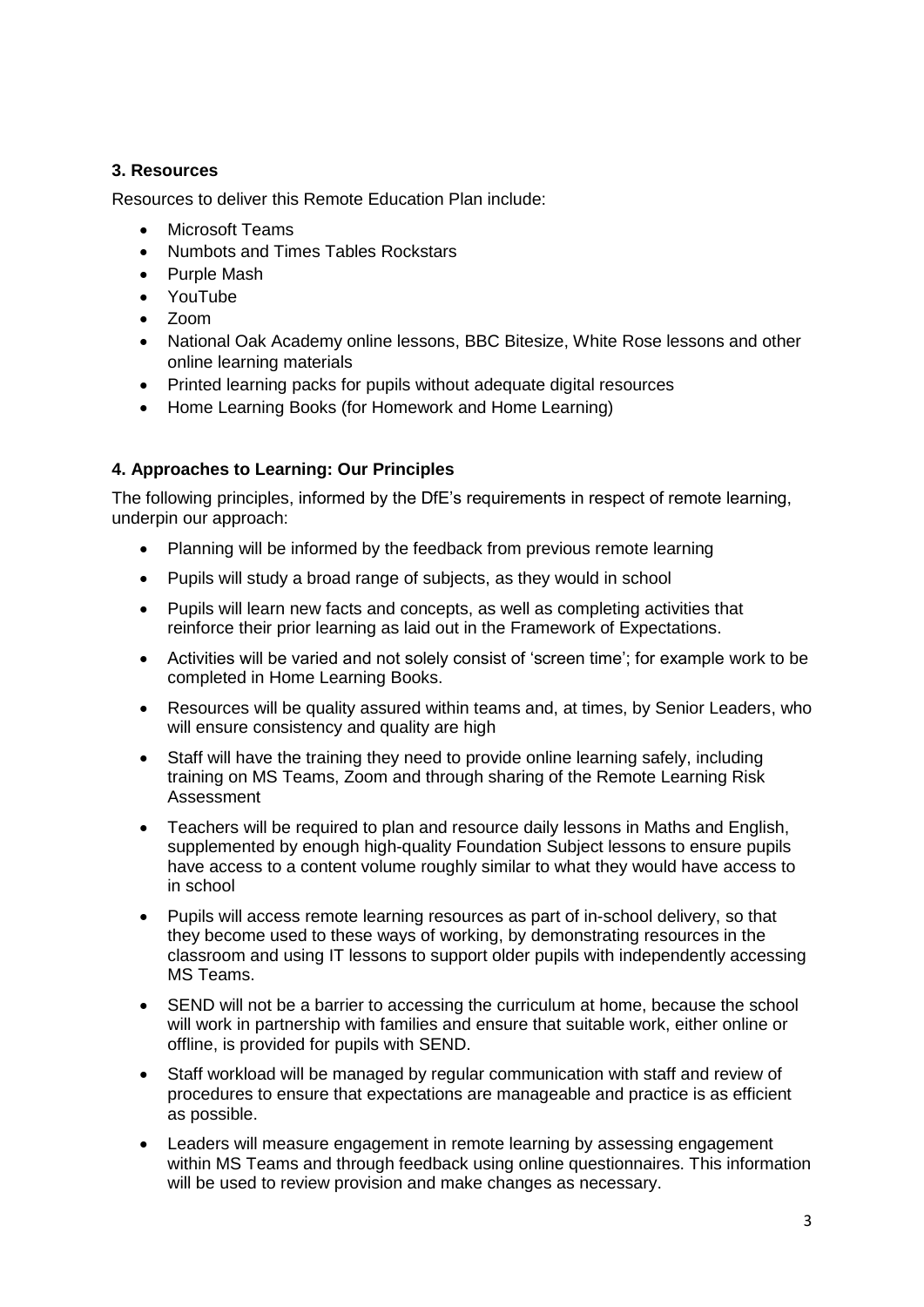### 3. Resources

Resources to deliver this Remote Education Plan include:

- Microsoft Teams
- Numbots and Times Tables Rockstars
- Purple Mash
- YouTube
- Zoom
- National Oak Academy online lessons, BBC Bitesize, White Rose lessons and other online learning materials
- Printed learning packs for pupils without adequate digital resources
- Home Learning Books (for Homework and Home Learning)

### 4. Approaches to Learning: Our Principles

The following principles, informed by the DfE's requirements in respect of remote learning, underpin our approach:

- Planning will be informed by the feedback from previous remote learning
- Pupils will study a broad range of subjects, as they would in school
- Pupils will learn new facts and concepts, as well as completing activities that reinforce their prior learning as laid out in the Framework of Expectations.
- Activities will be varied and not solely consist of 'screen time'; for example work to be completed in Home Learning Books.
- Resources will be quality assured within teams and, at times, by Senior Leaders, who will ensure consistency and quality are high
- Staff will have the training they need to provide online learning safely, including training on MS Teams, Zoom and through sharing of the Remote Learning Risk Assessment
- Teachers will be required to plan and resource daily lessons in Maths and English, supplemented by enough high-quality Foundation Subject lessons to ensure pupils have access to a content volume roughly similar to what they would have access to in school
- Pupils will access remote learning resources as part of in-school delivery, so that they become used to these ways of working, by demonstrating resources in the classroom and using IT lessons to support older pupils with independently accessing MS Teams.
- SEND will not be a barrier to accessing the curriculum at home, because the school will work in partnership with families and ensure that suitable work, either online or offline, is provided for pupils with SEND.
- Staff workload will be managed by regular communication with staff and review of procedures to ensure that expectations are manageable and practice is as efficient as possible.
- Leaders will measure engagement in remote learning by assessing engagement within MS Teams and through feedback using online questionnaires. This information will be used to review provision and make changes as necessary.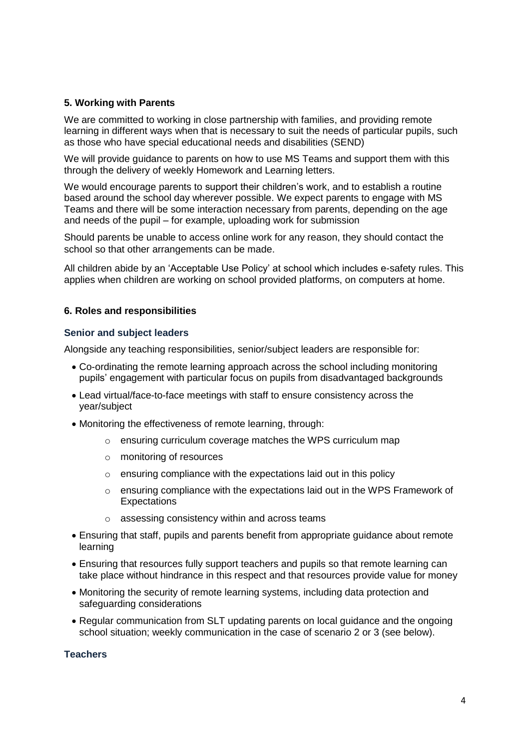## 5. Working with Parents

We are committed to working in close partnership with families, and providing remote learning in different ways when that is necessary to suit the needs of particular pupils, such as those who have special educational needs and disabilities (SEND)

We will provide guidance to parents on how to use MS Teams and support them with this through the delivery of weekly Homework and Learning letters.

We would encourage parents to support their children's work, and to establish a routine based around the school day wherever possible. We expect parents to engage with MS Teams and there will be some interaction necessary from parents, depending on the age and needs of the pupil – for example, uploading work for submission

Should parents be unable to access online work for any reason, they should contact the school so that other arrangements can be made.

All children abide by an 'Acceptable Use Policy' at school which includes e-safety rules. This applies when children are working on school provided platforms, on computers at home.

## 6. Roles and responsibilities

### Senior and subject leaders

Alongside any teaching responsibilities, senior/subject leaders are responsible for:

- Co-ordinating the remote learning approach across the school including monitoring pupils' engagement with particular focus on pupils from disadvantaged backgrounds
- Lead virtual/face-to-face meetings with staff to ensure consistency across the year/subject
- Monitoring the effectiveness of remote learning, through:
  - ensuring curriculum coverage matches the WPS curriculum map
  - monitoring of resources
  - ensuring compliance with the expectations laid out in this policy
  - ensuring compliance with the expectations laid out in the WPS Framework of Expectations
  - assessing consistency within and across teams
- Ensuring that staff, pupils and parents benefit from appropriate guidance about remote learning
- Ensuring that resources fully support teachers and pupils so that remote learning can take place without hindrance in this respect and that resources provide value for money
- Monitoring the security of remote learning systems, including data protection and safeguarding considerations
- Regular communication from SLT updating parents on local guidance and the ongoing school situation; weekly communication in the case of scenario 2 or 3 (see below).

### Teachers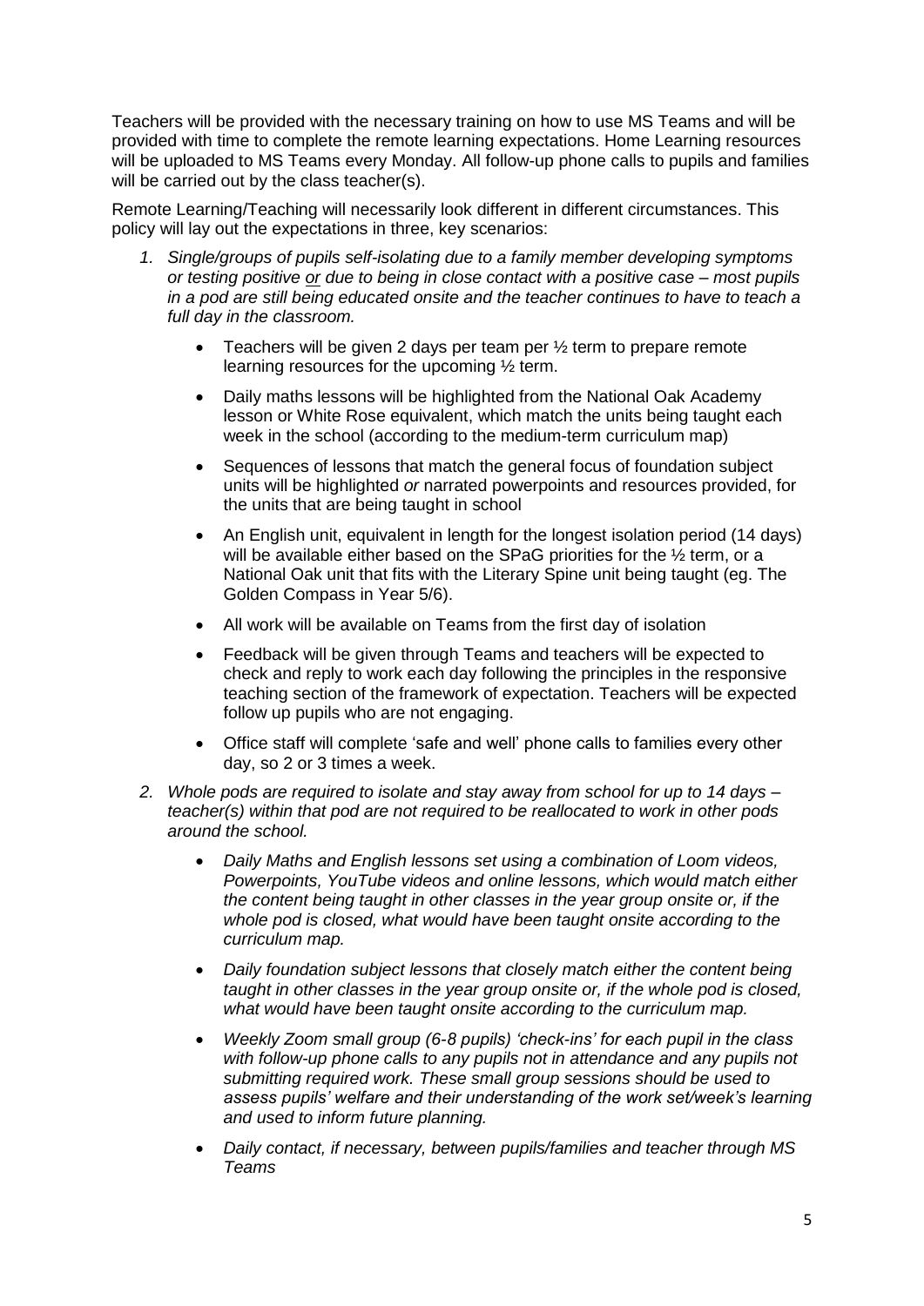Teachers will be provided with the necessary training on how to use MS Teams and will be provided with time to complete the remote learning expectations. Home Learning resources will be uploaded to MS Teams every Monday. All follow-up phone calls to pupils and families will be carried out by the class teacher(s).

Remote Learning/Teaching will necessarily look different in different circumstances. This policy will lay out the expectations in three, key scenarios:

1. *Single/groups of pupils self-isolating due to a family member developing symptoms or testing positive or due to being in close contact with a positive case – most pupils in a pod are still being educated onsite and the teacher continues to have to teach a full day in the classroom.*
   - Teachers will be given 2 days per team per ½ term to prepare remote learning resources for the upcoming ½ term.
   - Daily maths lessons will be highlighted from the National Oak Academy lesson or White Rose equivalent, which match the units being taught each week in the school (according to the medium-term curriculum map)
   - Sequences of lessons that match the general focus of foundation subject units will be highlighted *or* narrated powerpoints and resources provided, for the units that are being taught in school
   - An English unit, equivalent in length for the longest isolation period (14 days) will be available either based on the SPaG priorities for the ½ term, or a National Oak unit that fits with the Literary Spine unit being taught (eg. The Golden Compass in Year 5/6).
   - All work will be available on Teams from the first day of isolation
   - Feedback will be given through Teams and teachers will be expected to check and reply to work each day following the principles in the responsive teaching section of the framework of expectation. Teachers will be expected follow up pupils who are not engaging.
   - Office staff will complete 'safe and well' phone calls to families every other day, so 2 or 3 times a week.
2. *Whole pods are required to isolate and stay away from school for up to 14 days – teacher(s) within that pod are not required to be reallocated to work in other pods around the school.*
   - *Daily Maths and English lessons set using a combination of Loom videos, Powerpoints, YouTube videos and online lessons, which would match either the content being taught in other classes in the year group onsite or, if the whole pod is closed, what would have been taught onsite according to the curriculum map.*
   - *Daily foundation subject lessons that closely match either the content being taught in other classes in the year group onsite or, if the whole pod is closed, what would have been taught onsite according to the curriculum map.*
   - *Weekly Zoom small group (6-8 pupils) 'check-ins' for each pupil in the class with follow-up phone calls to any pupils not in attendance and any pupils not submitting required work. These small group sessions should be used to assess pupils' welfare and their understanding of the work set/week's learning and used to inform future planning.*
   - *Daily contact, if necessary, between pupils/families and teacher through MS Teams*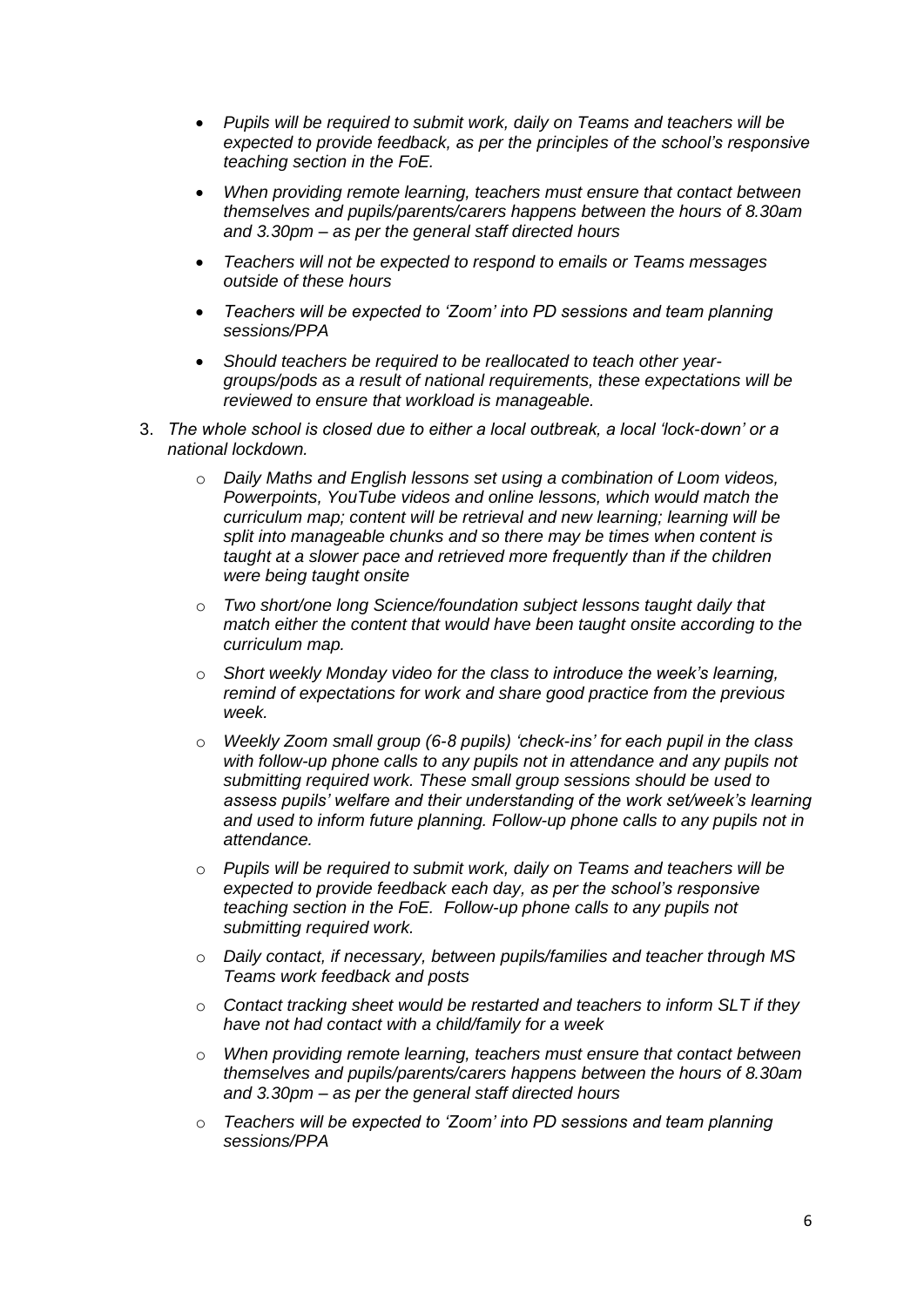- *Pupils will be required to submit work, daily on Teams and teachers will be expected to provide feedback, as per the principles of the school's responsive teaching section in the FoE.*
- *When providing remote learning, teachers must ensure that contact between themselves and pupils/parents/carers happens between the hours of 8.30am and 3.30pm – as per the general staff directed hours*
- *Teachers will not be expected to respond to emails or Teams messages outside of these hours*
- *Teachers will be expected to 'Zoom' into PD sessions and team planning sessions/PPA*
- *Should teachers be required to be reallocated to teach other year-groups/pods as a result of national requirements, these expectations will be reviewed to ensure that workload is manageable.*

3. *The whole school is closed due to either a local outbreak, a local 'lock-down' or a national lockdown.*
    - *Daily Maths and English lessons set using a combination of Loom videos, Powerpoints, YouTube videos and online lessons, which would match the curriculum map; content will be retrieval and new learning; learning will be split into manageable chunks and so there may be times when content is taught at a slower pace and retrieved more frequently than if the children were being taught onsite*
    - *Two short/one long Science/foundation subject lessons taught daily that match either the content that would have been taught onsite according to the curriculum map.*
    - *Short weekly Monday video for the class to introduce the week's learning, remind of expectations for work and share good practice from the previous week.*
    - *Weekly Zoom small group (6-8 pupils) 'check-ins' for each pupil in the class with follow-up phone calls to any pupils not in attendance and any pupils not submitting required work. These small group sessions should be used to assess pupils' welfare and their understanding of the work set/week's learning and used to inform future planning. Follow-up phone calls to any pupils not in attendance.*
    - *Pupils will be required to submit work, daily on Teams and teachers will be expected to provide feedback each day, as per the school's responsive teaching section in the FoE. Follow-up phone calls to any pupils not submitting required work.*
    - *Daily contact, if necessary, between pupils/families and teacher through MS Teams work feedback and posts*
    - *Contact tracking sheet would be restarted and teachers to inform SLT if they have not had contact with a child/family for a week*
    - *When providing remote learning, teachers must ensure that contact between themselves and pupils/parents/carers happens between the hours of 8.30am and 3.30pm – as per the general staff directed hours*
    - *Teachers will be expected to 'Zoom' into PD sessions and team planning sessions/PPA*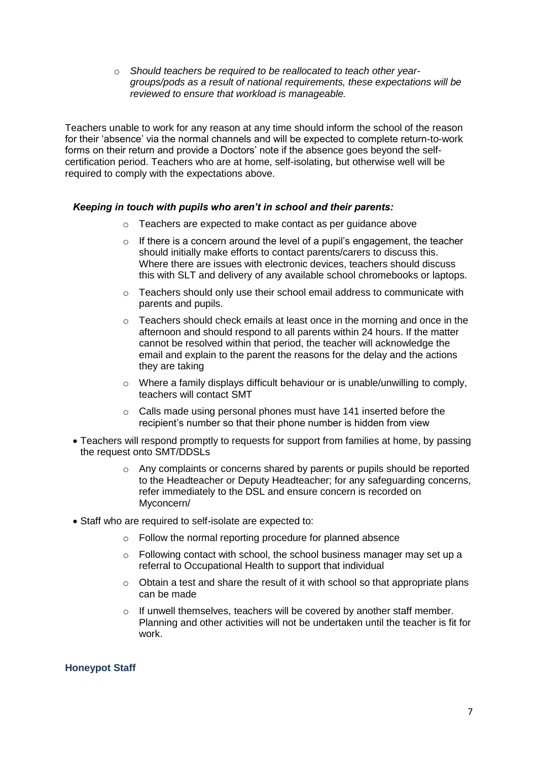- *Should teachers be required to be reallocated to teach other year-groups/pods as a result of national requirements, these expectations will be reviewed to ensure that workload is manageable.*

Teachers unable to work for any reason at any time should inform the school of the reason for their 'absence' via the normal channels and will be expected to complete return-to-work forms on their return and provide a Doctors' note if the absence goes beyond the self-certification period. Teachers who are at home, self-isolating, but otherwise well will be required to comply with the expectations above.

***Keeping in touch with pupils who aren't in school and their parents:***

- Teachers are expected to make contact as per guidance above
- If there is a concern around the level of a pupil's engagement, the teacher should initially make efforts to contact parents/carers to discuss this. Where there are issues with electronic devices, teachers should discuss this with SLT and delivery of any available school chromebooks or laptops.
- Teachers should only use their school email address to communicate with parents and pupils.
- Teachers should check emails at least once in the morning and once in the afternoon and should respond to all parents within 24 hours. If the matter cannot be resolved within that period, the teacher will acknowledge the email and explain to the parent the reasons for the delay and the actions they are taking
- Where a family displays difficult behaviour or is unable/unwilling to comply, teachers will contact SMT
- Calls made using personal phones must have 141 inserted before the recipient's number so that their phone number is hidden from view

- Teachers will respond promptly to requests for support from families at home, by passing the request onto SMT/DDSLs
  - Any complaints or concerns shared by parents or pupils should be reported to the Headteacher or Deputy Headteacher; for any safeguarding concerns, refer immediately to the DSL and ensure concern is recorded on Myconcern/
- Staff who are required to self-isolate are expected to:
  - Follow the normal reporting procedure for planned absence
  - Following contact with school, the school business manager may set up a referral to Occupational Health to support that individual
  - Obtain a test and share the result of it with school so that appropriate plans can be made
  - If unwell themselves, teachers will be covered by another staff member. Planning and other activities will not be undertaken until the teacher is fit for work.

### Honeypot Staff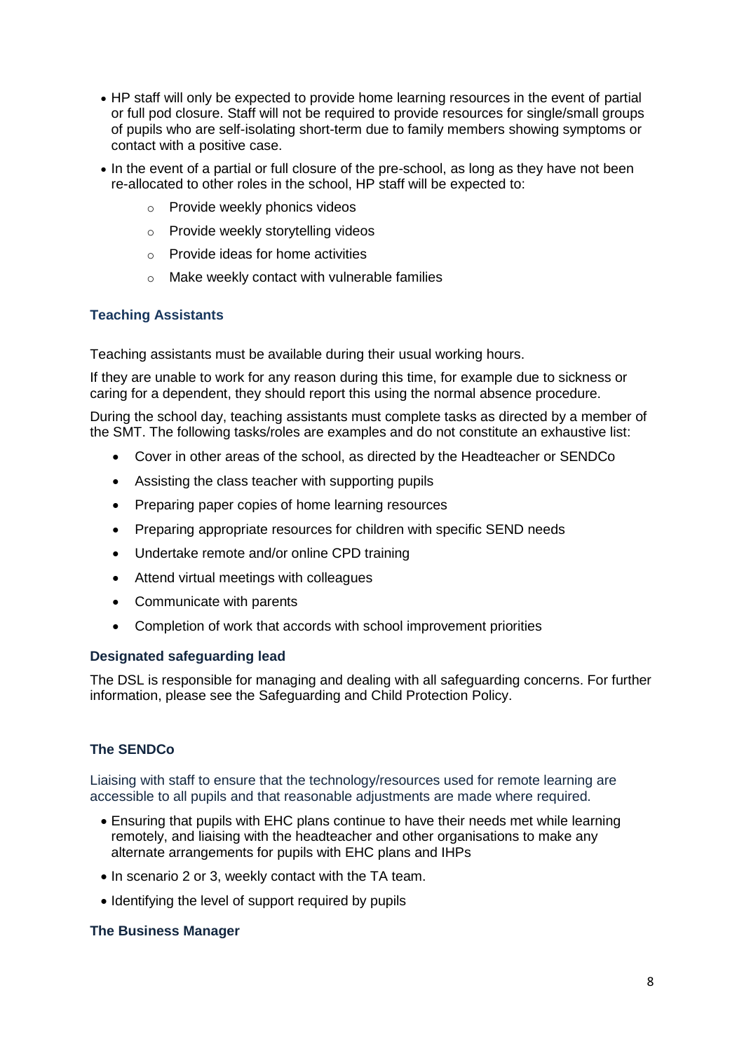- HP staff will only be expected to provide home learning resources in the event of partial or full pod closure. Staff will not be required to provide resources for single/small groups of pupils who are self-isolating short-term due to family members showing symptoms or contact with a positive case.
- In the event of a partial or full closure of the pre-school, as long as they have not been re-allocated to other roles in the school, HP staff will be expected to:
    - Provide weekly phonics videos
    - Provide weekly storytelling videos
    - Provide ideas for home activities
    - Make weekly contact with vulnerable families

### Teaching Assistants

Teaching assistants must be available during their usual working hours.

If they are unable to work for any reason during this time, for example due to sickness or caring for a dependent, they should report this using the normal absence procedure.

During the school day, teaching assistants must complete tasks as directed by a member of the SMT. The following tasks/roles are examples and do not constitute an exhaustive list:

- Cover in other areas of the school, as directed by the Headteacher or SENDCo
- Assisting the class teacher with supporting pupils
- Preparing paper copies of home learning resources
- Preparing appropriate resources for children with specific SEND needs
- Undertake remote and/or online CPD training
- Attend virtual meetings with colleagues
- Communicate with parents
- Completion of work that accords with school improvement priorities

### Designated safeguarding lead

The DSL is responsible for managing and dealing with all safeguarding concerns. For further information, please see the Safeguarding and Child Protection Policy.

### The SENDCo

Liaising with staff to ensure that the technology/resources used for remote learning are accessible to all pupils and that reasonable adjustments are made where required.

- Ensuring that pupils with EHC plans continue to have their needs met while learning remotely, and liaising with the headteacher and other organisations to make any alternate arrangements for pupils with EHC plans and IHPs
- In scenario 2 or 3, weekly contact with the TA team.
- Identifying the level of support required by pupils

### The Business Manager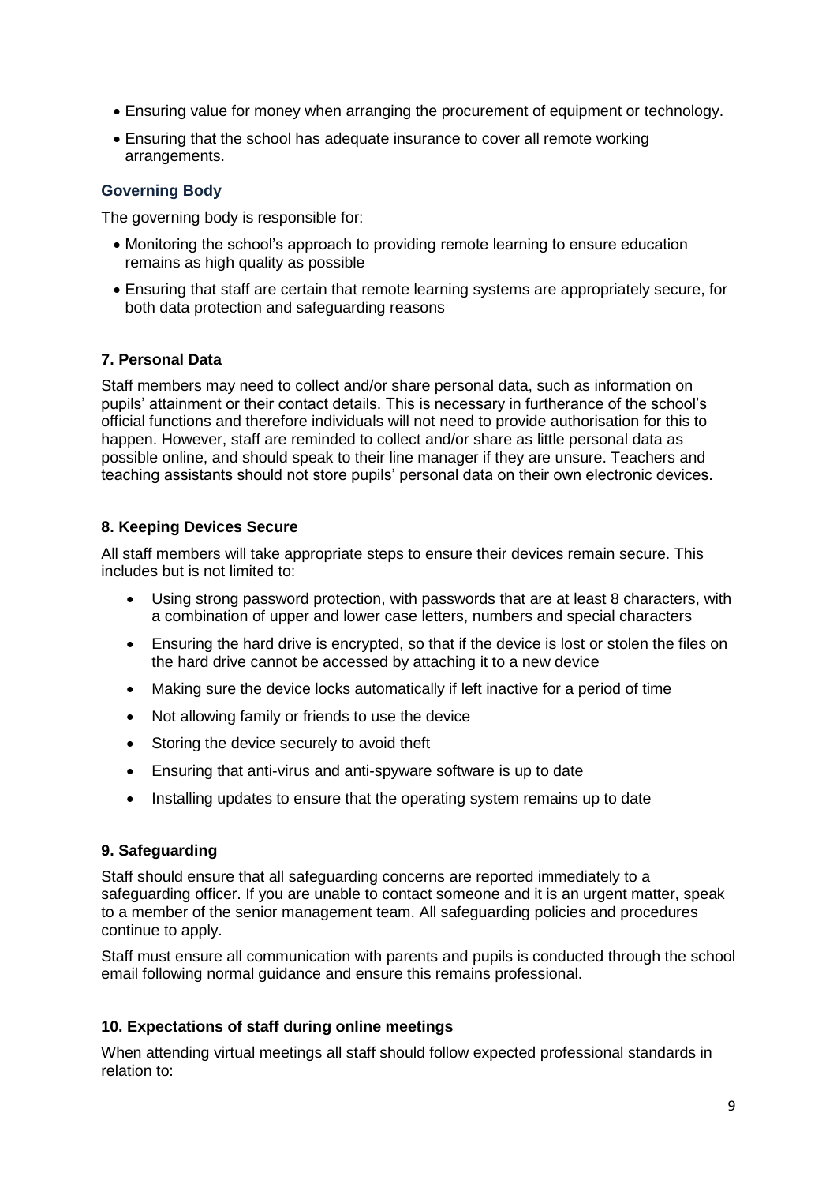- Ensuring value for money when arranging the procurement of equipment or technology.
- Ensuring that the school has adequate insurance to cover all remote working arrangements.

### Governing Body

The governing body is responsible for:

- Monitoring the school's approach to providing remote learning to ensure education remains as high quality as possible
- Ensuring that staff are certain that remote learning systems are appropriately secure, for both data protection and safeguarding reasons

## 7. Personal Data

Staff members may need to collect and/or share personal data, such as information on pupils' attainment or their contact details. This is necessary in furtherance of the school's official functions and therefore individuals will not need to provide authorisation for this to happen. However, staff are reminded to collect and/or share as little personal data as possible online, and should speak to their line manager if they are unsure. Teachers and teaching assistants should not store pupils' personal data on their own electronic devices.

## 8. Keeping Devices Secure

All staff members will take appropriate steps to ensure their devices remain secure. This includes but is not limited to:

- Using strong password protection, with passwords that are at least 8 characters, with a combination of upper and lower case letters, numbers and special characters
- Ensuring the hard drive is encrypted, so that if the device is lost or stolen the files on the hard drive cannot be accessed by attaching it to a new device
- Making sure the device locks automatically if left inactive for a period of time
- Not allowing family or friends to use the device
- Storing the device securely to avoid theft
- Ensuring that anti-virus and anti-spyware software is up to date
- Installing updates to ensure that the operating system remains up to date

## 9. Safeguarding

Staff should ensure that all safeguarding concerns are reported immediately to a safeguarding officer. If you are unable to contact someone and it is an urgent matter, speak to a member of the senior management team. All safeguarding policies and procedures continue to apply.

Staff must ensure all communication with parents and pupils is conducted through the school email following normal guidance and ensure this remains professional.

## 10. Expectations of staff during online meetings

When attending virtual meetings all staff should follow expected professional standards in relation to: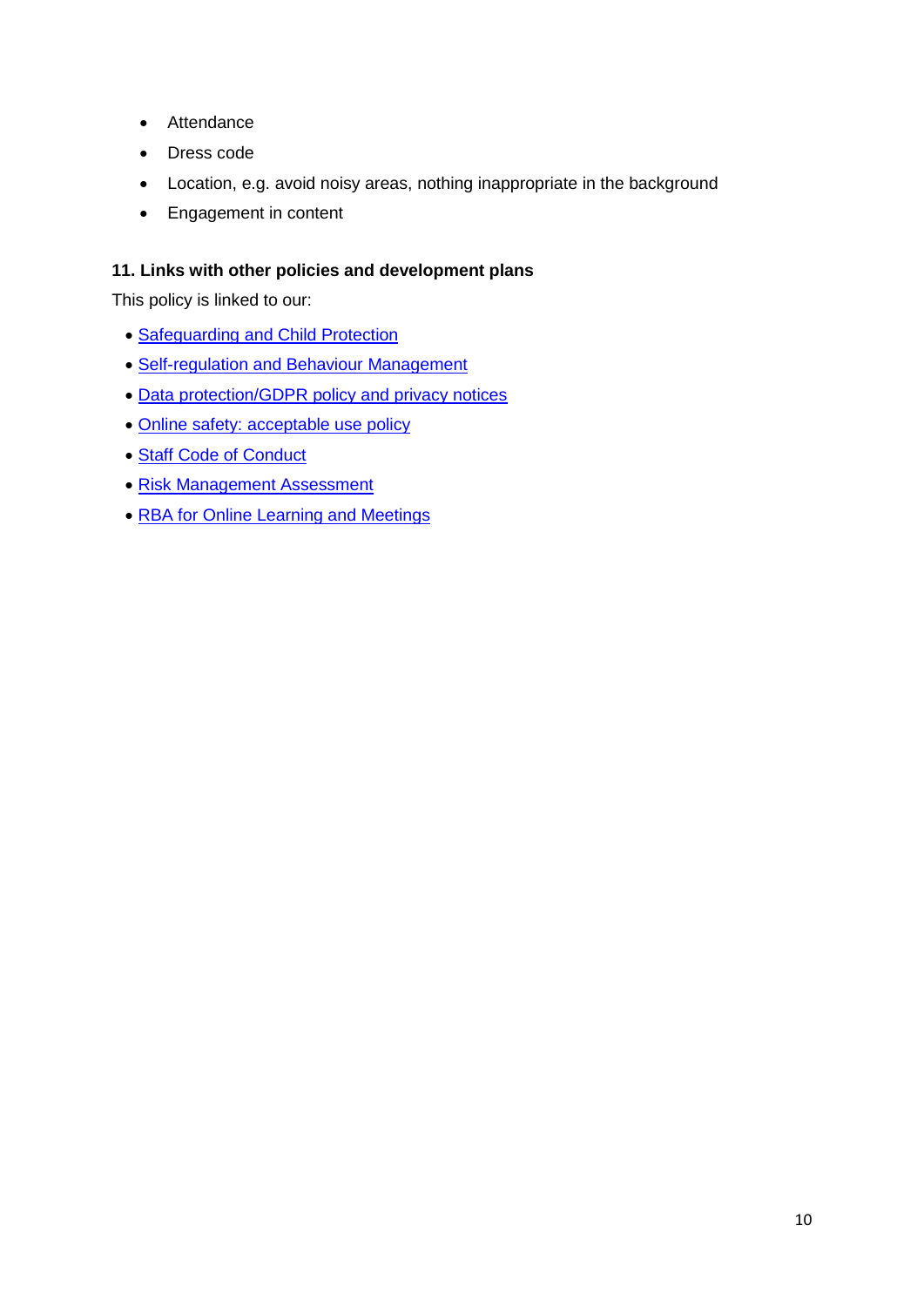- Attendance
- Dress code
- Location, e.g. avoid noisy areas, nothing inappropriate in the background
- Engagement in content

### 11. Links with other policies and development plans

This policy is linked to our:

- Safeguarding and Child Protection
- Self-regulation and Behaviour Management
- Data protection/GDPR policy and privacy notices
- Online safety: acceptable use policy
- Staff Code of Conduct
- Risk Management Assessment
- RBA for Online Learning and Meetings